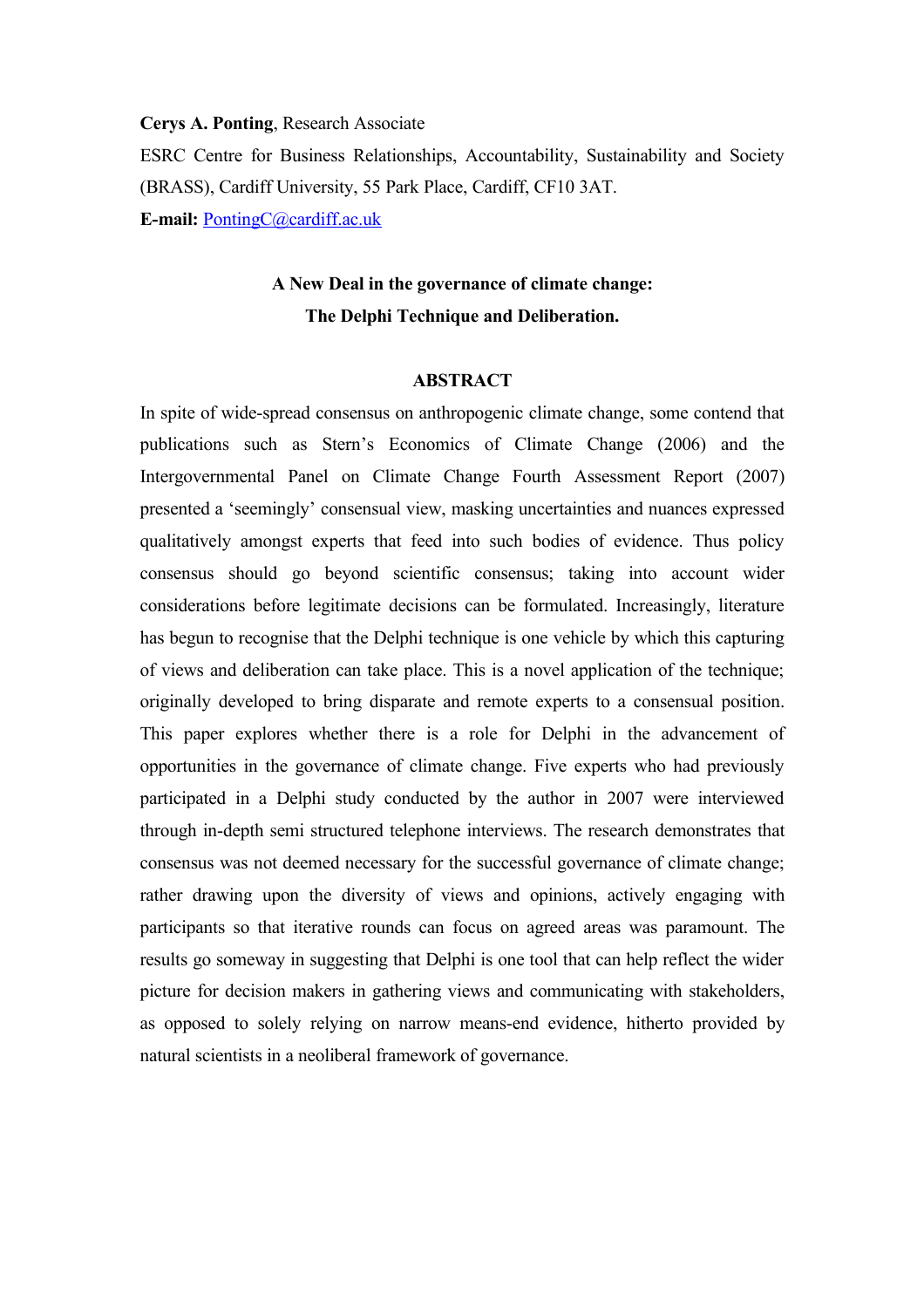**Cerys A. Ponting**, Research Associate

ESRC Centre for Business Relationships, Accountability, Sustainability and Society (BRASS), Cardiff University, 55 Park Place, Cardiff, CF10 3AT.

**E-mail:** PontingC@cardiff.ac.uk

# A New Deal in the governance of climate change: The Delphi Technique and Deliberation.

## ABSTRACT

In spite of wide-spread consensus on anthropogenic climate change, some contend that publications such as Stern's Economics of Climate Change (2006) and the Intergovernmental Panel on Climate Change Fourth Assessment Report (2007) presented a 'seemingly' consensual view, masking uncertainties and nuances expressed qualitatively amongst experts that feed into such bodies of evidence. Thus policy consensus should go beyond scientific consensus; taking into account wider considerations before legitimate decisions can be formulated. Increasingly, literature has begun to recognise that the Delphi technique is one vehicle by which this capturing of views and deliberation can take place. This is a novel application of the technique; originally developed to bring disparate and remote experts to a consensual position. This paper explores whether there is a role for Delphi in the advancement of opportunities in the governance of climate change. Five experts who had previously participated in a Delphi study conducted by the author in 2007 were interviewed through in-depth semi structured telephone interviews. The research demonstrates that consensus was not deemed necessary for the successful governance of climate change; rather drawing upon the diversity of views and opinions, actively engaging with participants so that iterative rounds can focus on agreed areas was paramount. The results go someway in suggesting that Delphi is one tool that can help reflect the wider picture for decision makers in gathering views and communicating with stakeholders, as opposed to solely relying on narrow means-end evidence, hitherto provided by natural scientists in a neoliberal framework of governance.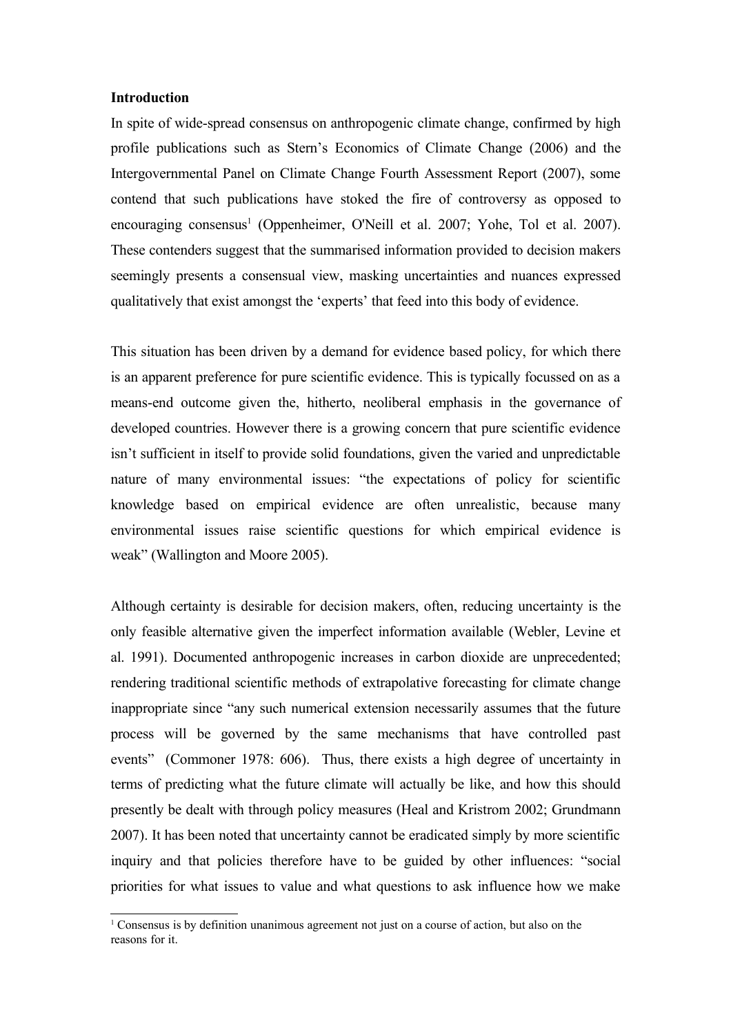**Introduction**

In spite of wide-spread consensus on anthropogenic climate change, confirmed by high profile publications such as Stern's Economics of Climate Change (2006) and the Intergovernmental Panel on Climate Change Fourth Assessment Report (2007), some contend that such publications have stoked the fire of controversy as opposed to encouraging consensus[1] (Oppenheimer, O'Neill et al. 2007; Yohe, Tol et al. 2007). These contenders suggest that the summarised information provided to decision makers seemingly presents a consensual view, masking uncertainties and nuances expressed qualitatively that exist amongst the 'experts' that feed into this body of evidence.

This situation has been driven by a demand for evidence based policy, for which there is an apparent preference for pure scientific evidence. This is typically focussed on as a means-end outcome given the, hitherto, neoliberal emphasis in the governance of developed countries. However there is a growing concern that pure scientific evidence isn't sufficient in itself to provide solid foundations, given the varied and unpredictable nature of many environmental issues: "the expectations of policy for scientific knowledge based on empirical evidence are often unrealistic, because many environmental issues raise scientific questions for which empirical evidence is weak" (Wallington and Moore 2005).

Although certainty is desirable for decision makers, often, reducing uncertainty is the only feasible alternative given the imperfect information available (Webler, Levine et al. 1991). Documented anthropogenic increases in carbon dioxide are unprecedented; rendering traditional scientific methods of extrapolative forecasting for climate change inappropriate since "any such numerical extension necessarily assumes that the future process will be governed by the same mechanisms that have controlled past events" (Commoner 1978: 606). Thus, there exists a high degree of uncertainty in terms of predicting what the future climate will actually be like, and how this should presently be dealt with through policy measures (Heal and Kristrom 2002; Grundmann 2007). It has been noted that uncertainty cannot be eradicated simply by more scientific inquiry and that policies therefore have to be guided by other influences: "social priorities for what issues to value and what questions to ask influence how we make

[1] Consensus is by definition unanimous agreement not just on a course of action, but also on the reasons for it.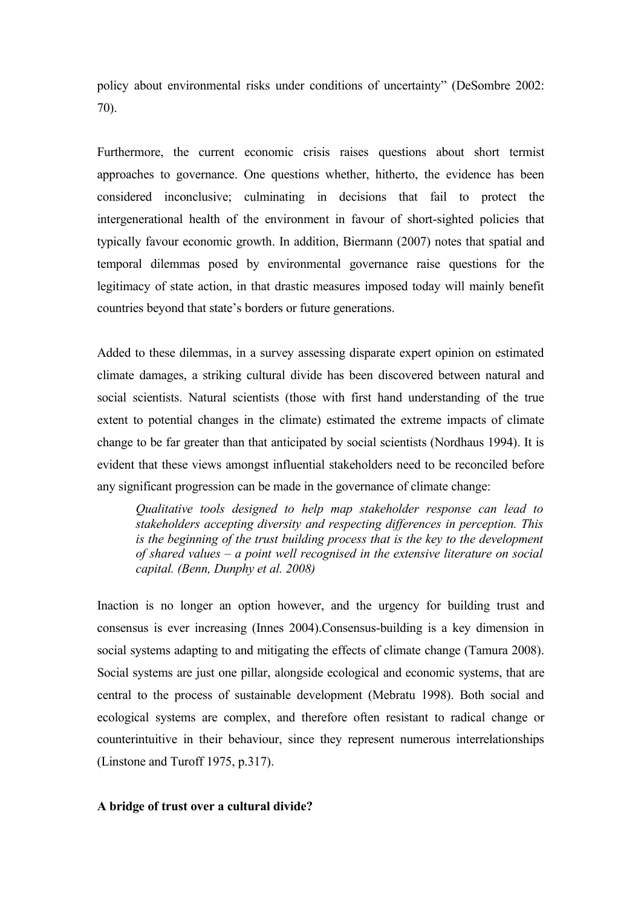policy about environmental risks under conditions of uncertainty" (DeSombre 2002: 70).

Furthermore, the current economic crisis raises questions about short termist approaches to governance. One questions whether, hitherto, the evidence has been considered inconclusive; culminating in decisions that fail to protect the intergenerational health of the environment in favour of short-sighted policies that typically favour economic growth. In addition, Biermann (2007) notes that spatial and temporal dilemmas posed by environmental governance raise questions for the legitimacy of state action, in that drastic measures imposed today will mainly benefit countries beyond that state's borders or future generations.

Added to these dilemmas, in a survey assessing disparate expert opinion on estimated climate damages, a striking cultural divide has been discovered between natural and social scientists. Natural scientists (those with first hand understanding of the true extent to potential changes in the climate) estimated the extreme impacts of climate change to be far greater than that anticipated by social scientists (Nordhaus 1994). It is evident that these views amongst influential stakeholders need to be reconciled before any significant progression can be made in the governance of climate change:

> *Qualitative tools designed to help map stakeholder response can lead to stakeholders accepting diversity and respecting differences in perception. This is the beginning of the trust building process that is the key to the development of shared values – a point well recognised in the extensive literature on social capital. (Benn, Dunphy et al. 2008)*

Inaction is no longer an option however, and the urgency for building trust and consensus is ever increasing (Innes 2004).Consensus-building is a key dimension in social systems adapting to and mitigating the effects of climate change (Tamura 2008). Social systems are just one pillar, alongside ecological and economic systems, that are central to the process of sustainable development (Mebratu 1998). Both social and ecological systems are complex, and therefore often resistant to radical change or counterintuitive in their behaviour, since they represent numerous interrelationships (Linstone and Turoff 1975, p.317).

**A bridge of trust over a cultural divide?**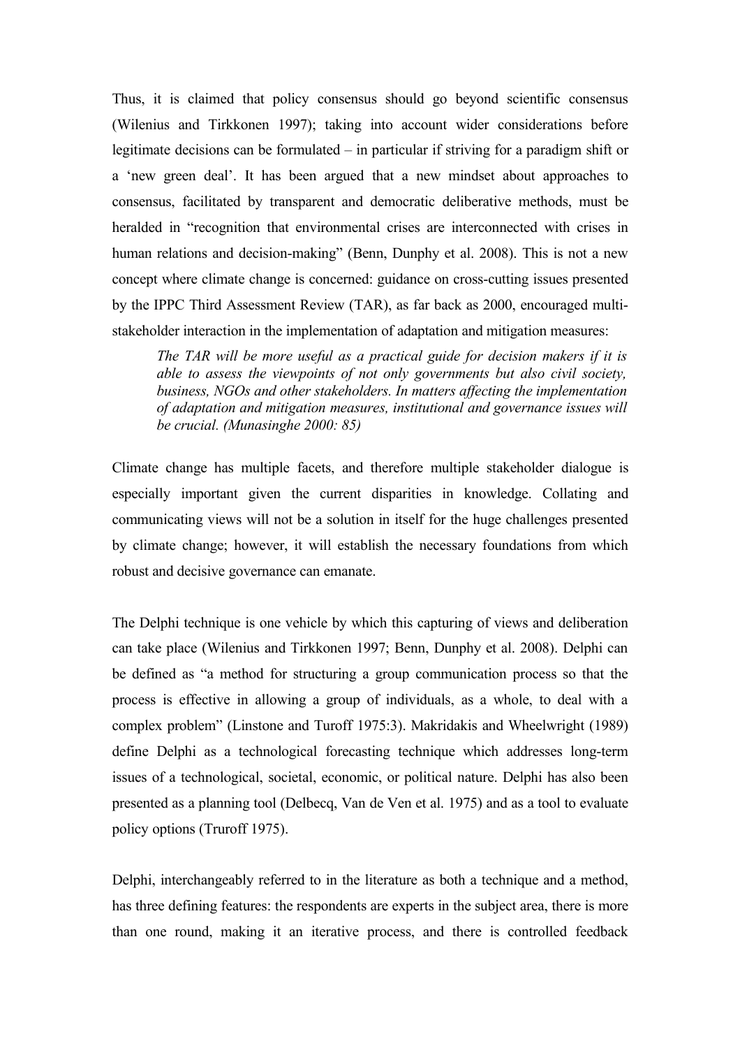Thus, it is claimed that policy consensus should go beyond scientific consensus (Wilenius and Tirkkonen 1997); taking into account wider considerations before legitimate decisions can be formulated – in particular if striving for a paradigm shift or a 'new green deal'. It has been argued that a new mindset about approaches to consensus, facilitated by transparent and democratic deliberative methods, must be heralded in "recognition that environmental crises are interconnected with crises in human relations and decision-making" (Benn, Dunphy et al. 2008). This is not a new concept where climate change is concerned: guidance on cross-cutting issues presented by the IPPC Third Assessment Review (TAR), as far back as 2000, encouraged multi-stakeholder interaction in the implementation of adaptation and mitigation measures:

> *The TAR will be more useful as a practical guide for decision makers if it is able to assess the viewpoints of not only governments but also civil society, business, NGOs and other stakeholders. In matters affecting the implementation of adaptation and mitigation measures, institutional and governance issues will be crucial. (Munasinghe 2000: 85)*

Climate change has multiple facets, and therefore multiple stakeholder dialogue is especially important given the current disparities in knowledge. Collating and communicating views will not be a solution in itself for the huge challenges presented by climate change; however, it will establish the necessary foundations from which robust and decisive governance can emanate.

The Delphi technique is one vehicle by which this capturing of views and deliberation can take place (Wilenius and Tirkkonen 1997; Benn, Dunphy et al. 2008). Delphi can be defined as "a method for structuring a group communication process so that the process is effective in allowing a group of individuals, as a whole, to deal with a complex problem" (Linstone and Turoff 1975:3). Makridakis and Wheelwright (1989) define Delphi as a technological forecasting technique which addresses long-term issues of a technological, societal, economic, or political nature. Delphi has also been presented as a planning tool (Delbecq, Van de Ven et al. 1975) and as a tool to evaluate policy options (Truroff 1975).

Delphi, interchangeably referred to in the literature as both a technique and a method, has three defining features: the respondents are experts in the subject area, there is more than one round, making it an iterative process, and there is controlled feedback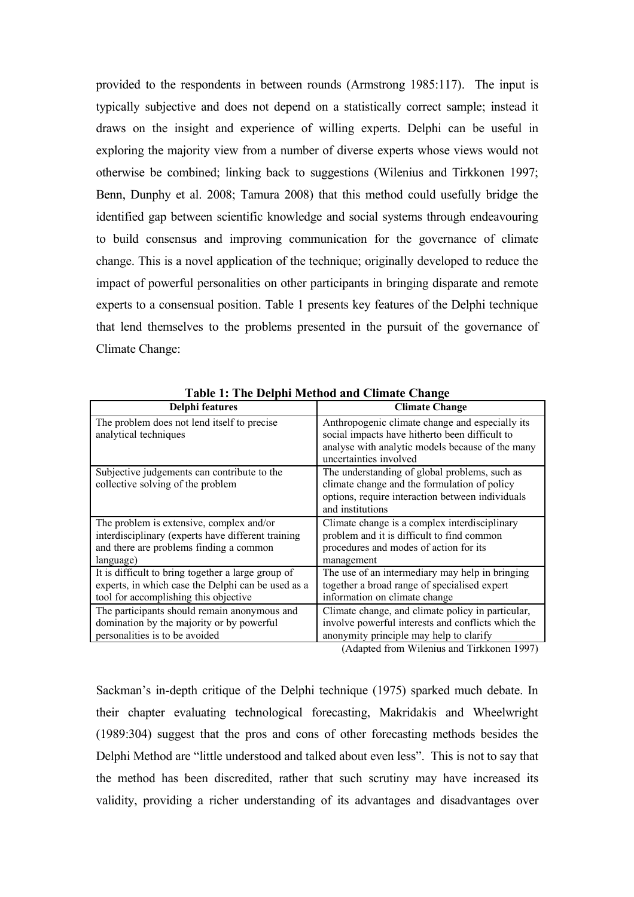provided to the respondents in between rounds (Armstrong 1985:117). The input is typically subjective and does not depend on a statistically correct sample; instead it draws on the insight and experience of willing experts. Delphi can be useful in exploring the majority view from a number of diverse experts whose views would not otherwise be combined; linking back to suggestions (Wilenius and Tirkkonen 1997; Benn, Dunphy et al. 2008; Tamura 2008) that this method could usefully bridge the identified gap between scientific knowledge and social systems through endeavouring to build consensus and improving communication for the governance of climate change. This is a novel application of the technique; originally developed to reduce the impact of powerful personalities on other participants in bringing disparate and remote experts to a consensual position. Table 1 presents key features of the Delphi technique that lend themselves to the problems presented in the pursuit of the governance of Climate Change:

**Table 1: The Delphi Method and Climate Change**

| Delphi features | Climate Change |
|---|---|
| The problem does not lend itself to precise analytical techniques | Anthropogenic climate change and especially its social impacts have hitherto been difficult to analyse with analytic models because of the many uncertainties involved |
| Subjective judgements can contribute to the collective solving of the problem | The understanding of global problems, such as climate change and the formulation of policy options, require interaction between individuals and institutions |
| The problem is extensive, complex and/or interdisciplinary (experts have different training and there are problems finding a common language) | Climate change is a complex interdisciplinary problem and it is difficult to find common procedures and modes of action for its management |
| It is difficult to bring together a large group of experts, in which case the Delphi can be used as a tool for accomplishing this objective | The use of an intermediary may help in bringing together a broad range of specialised expert information on climate change |
| The participants should remain anonymous and domination by the majority or by powerful personalities is to be avoided | Climate change, and climate policy in particular, involve powerful interests and conflicts which the anonymity principle may help to clarify |

(Adapted from Wilenius and Tirkkonen 1997)

Sackman's in-depth critique of the Delphi technique (1975) sparked much debate. In their chapter evaluating technological forecasting, Makridakis and Wheelwright (1989:304) suggest that the pros and cons of other forecasting methods besides the Delphi Method are "little understood and talked about even less". This is not to say that the method has been discredited, rather that such scrutiny may have increased its validity, providing a richer understanding of its advantages and disadvantages over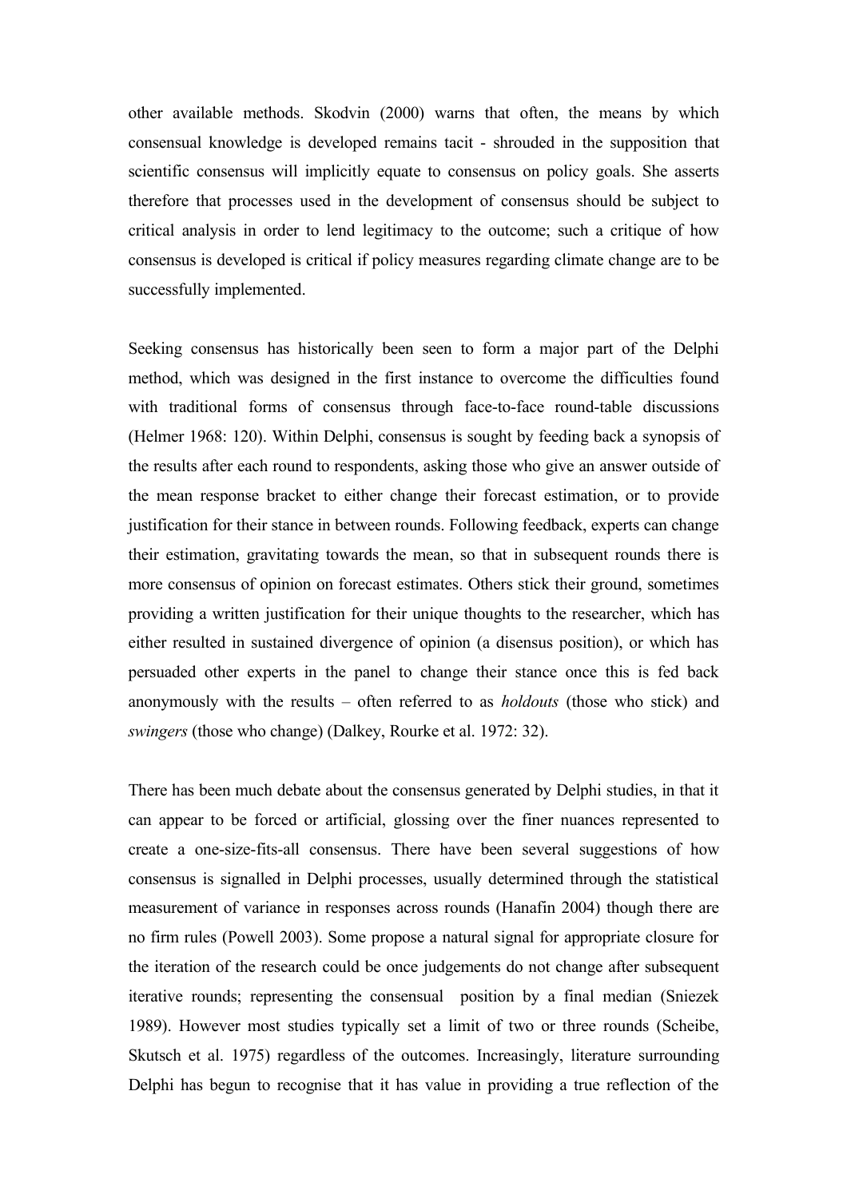other available methods. Skodvin (2000) warns that often, the means by which consensual knowledge is developed remains tacit - shrouded in the supposition that scientific consensus will implicitly equate to consensus on policy goals. She asserts therefore that processes used in the development of consensus should be subject to critical analysis in order to lend legitimacy to the outcome; such a critique of how consensus is developed is critical if policy measures regarding climate change are to be successfully implemented.

Seeking consensus has historically been seen to form a major part of the Delphi method, which was designed in the first instance to overcome the difficulties found with traditional forms of consensus through face-to-face round-table discussions (Helmer 1968: 120). Within Delphi, consensus is sought by feeding back a synopsis of the results after each round to respondents, asking those who give an answer outside of the mean response bracket to either change their forecast estimation, or to provide justification for their stance in between rounds. Following feedback, experts can change their estimation, gravitating towards the mean, so that in subsequent rounds there is more consensus of opinion on forecast estimates. Others stick their ground, sometimes providing a written justification for their unique thoughts to the researcher, which has either resulted in sustained divergence of opinion (a disensus position), or which has persuaded other experts in the panel to change their stance once this is fed back anonymously with the results – often referred to as *holdouts* (those who stick) and *swingers* (those who change) (Dalkey, Rourke et al. 1972: 32).

There has been much debate about the consensus generated by Delphi studies, in that it can appear to be forced or artificial, glossing over the finer nuances represented to create a one-size-fits-all consensus. There have been several suggestions of how consensus is signalled in Delphi processes, usually determined through the statistical measurement of variance in responses across rounds (Hanafin 2004) though there are no firm rules (Powell 2003). Some propose a natural signal for appropriate closure for the iteration of the research could be once judgements do not change after subsequent iterative rounds; representing the consensual position by a final median (Sniezek 1989). However most studies typically set a limit of two or three rounds (Scheibe, Skutsch et al. 1975) regardless of the outcomes. Increasingly, literature surrounding Delphi has begun to recognise that it has value in providing a true reflection of the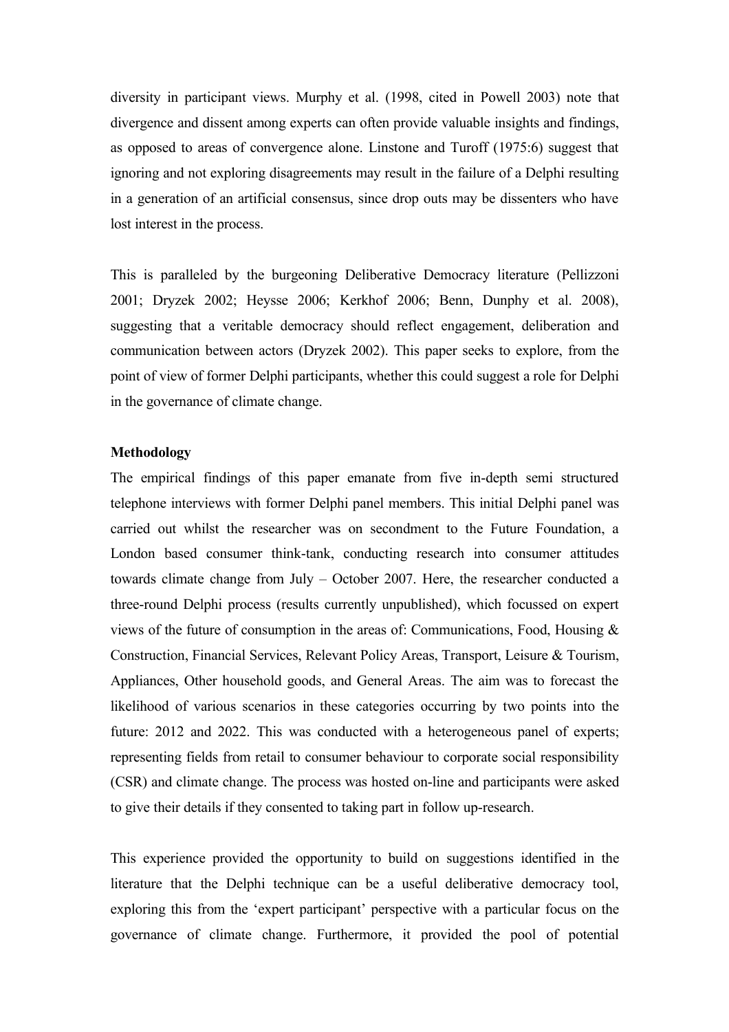diversity in participant views. Murphy et al. (1998, cited in Powell 2003) note that divergence and dissent among experts can often provide valuable insights and findings, as opposed to areas of convergence alone. Linstone and Turoff (1975:6) suggest that ignoring and not exploring disagreements may result in the failure of a Delphi resulting in a generation of an artificial consensus, since drop outs may be dissenters who have lost interest in the process.

This is paralleled by the burgeoning Deliberative Democracy literature (Pellizzoni 2001; Dryzek 2002; Heysse 2006; Kerkhof 2006; Benn, Dunphy et al. 2008), suggesting that a veritable democracy should reflect engagement, deliberation and communication between actors (Dryzek 2002). This paper seeks to explore, from the point of view of former Delphi participants, whether this could suggest a role for Delphi in the governance of climate change.

**Methodology**

The empirical findings of this paper emanate from five in-depth semi structured telephone interviews with former Delphi panel members. This initial Delphi panel was carried out whilst the researcher was on secondment to the Future Foundation, a London based consumer think-tank, conducting research into consumer attitudes towards climate change from July – October 2007. Here, the researcher conducted a three-round Delphi process (results currently unpublished), which focussed on expert views of the future of consumption in the areas of: Communications, Food, Housing & Construction, Financial Services, Relevant Policy Areas, Transport, Leisure & Tourism, Appliances, Other household goods, and General Areas. The aim was to forecast the likelihood of various scenarios in these categories occurring by two points into the future: 2012 and 2022. This was conducted with a heterogeneous panel of experts; representing fields from retail to consumer behaviour to corporate social responsibility (CSR) and climate change. The process was hosted on-line and participants were asked to give their details if they consented to taking part in follow up-research.

This experience provided the opportunity to build on suggestions identified in the literature that the Delphi technique can be a useful deliberative democracy tool, exploring this from the 'expert participant' perspective with a particular focus on the governance of climate change. Furthermore, it provided the pool of potential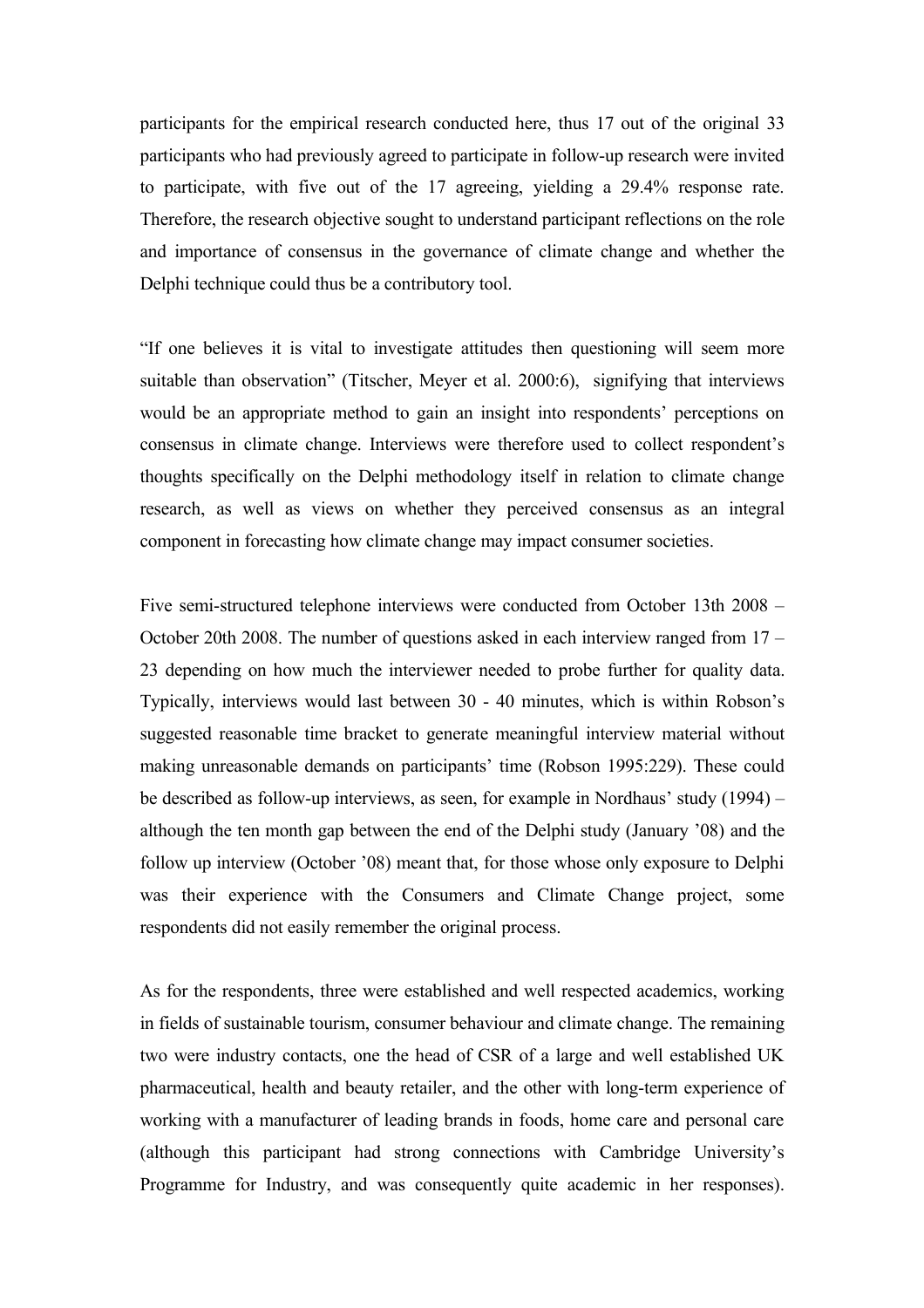participants for the empirical research conducted here, thus 17 out of the original 33 participants who had previously agreed to participate in follow-up research were invited to participate, with five out of the 17 agreeing, yielding a 29.4% response rate. Therefore, the research objective sought to understand participant reflections on the role and importance of consensus in the governance of climate change and whether the Delphi technique could thus be a contributory tool.

"If one believes it is vital to investigate attitudes then questioning will seem more suitable than observation" (Titscher, Meyer et al. 2000:6), signifying that interviews would be an appropriate method to gain an insight into respondents' perceptions on consensus in climate change. Interviews were therefore used to collect respondent's thoughts specifically on the Delphi methodology itself in relation to climate change research, as well as views on whether they perceived consensus as an integral component in forecasting how climate change may impact consumer societies.

Five semi-structured telephone interviews were conducted from October 13th 2008 – October 20th 2008. The number of questions asked in each interview ranged from 17 – 23 depending on how much the interviewer needed to probe further for quality data. Typically, interviews would last between 30 - 40 minutes, which is within Robson's suggested reasonable time bracket to generate meaningful interview material without making unreasonable demands on participants' time (Robson 1995:229). These could be described as follow-up interviews, as seen, for example in Nordhaus' study (1994) – although the ten month gap between the end of the Delphi study (January '08) and the follow up interview (October '08) meant that, for those whose only exposure to Delphi was their experience with the Consumers and Climate Change project, some respondents did not easily remember the original process.

As for the respondents, three were established and well respected academics, working in fields of sustainable tourism, consumer behaviour and climate change. The remaining two were industry contacts, one the head of CSR of a large and well established UK pharmaceutical, health and beauty retailer, and the other with long-term experience of working with a manufacturer of leading brands in foods, home care and personal care (although this participant had strong connections with Cambridge University's Programme for Industry, and was consequently quite academic in her responses).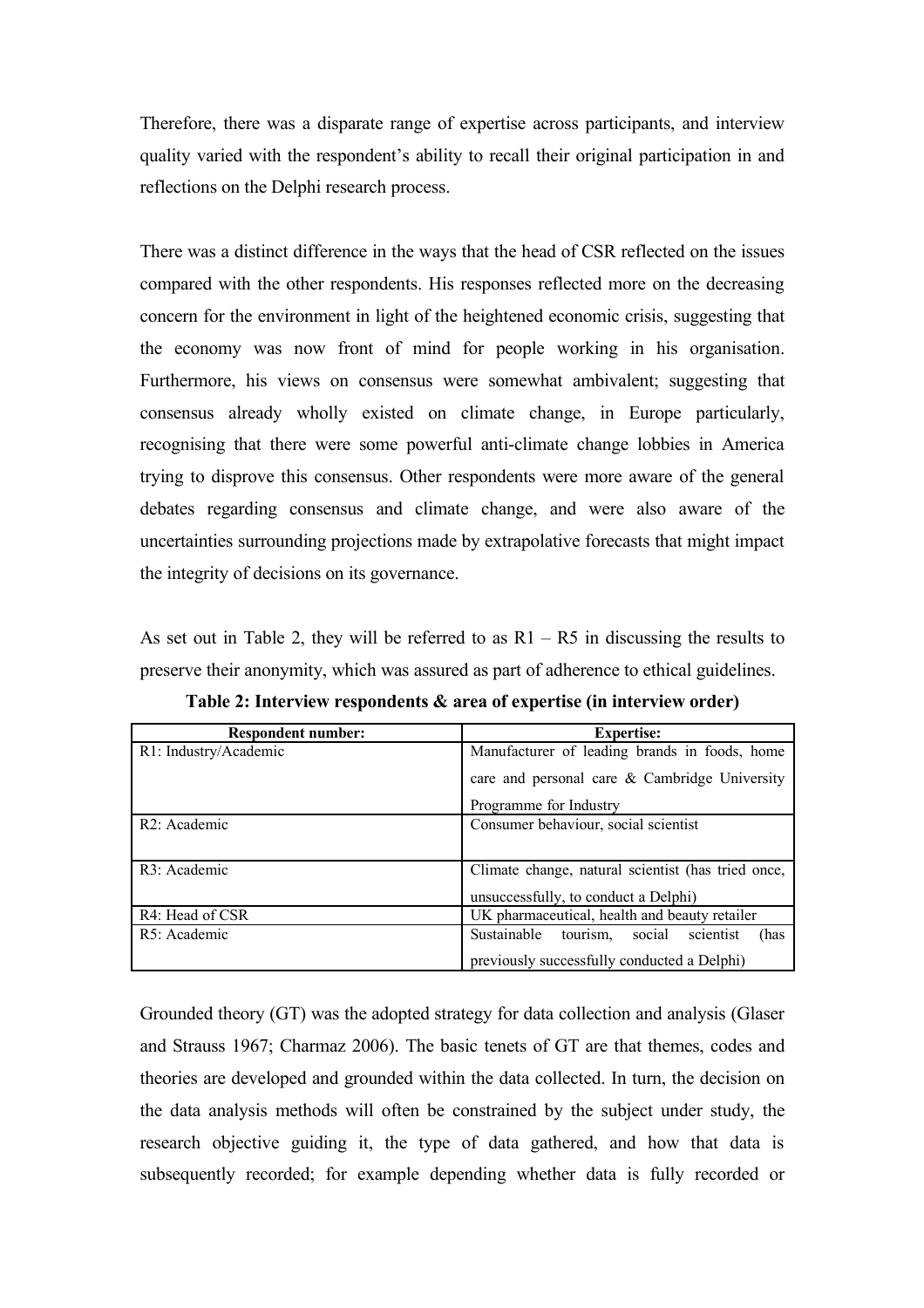Therefore, there was a disparate range of expertise across participants, and interview quality varied with the respondent's ability to recall their original participation in and reflections on the Delphi research process.

There was a distinct difference in the ways that the head of CSR reflected on the issues compared with the other respondents. His responses reflected more on the decreasing concern for the environment in light of the heightened economic crisis, suggesting that the economy was now front of mind for people working in his organisation. Furthermore, his views on consensus were somewhat ambivalent; suggesting that consensus already wholly existed on climate change, in Europe particularly, recognising that there were some powerful anti-climate change lobbies in America trying to disprove this consensus. Other respondents were more aware of the general debates regarding consensus and climate change, and were also aware of the uncertainties surrounding projections made by extrapolative forecasts that might impact the integrity of decisions on its governance.

As set out in Table 2, they will be referred to as R1 – R5 in discussing the results to preserve their anonymity, which was assured as part of adherence to ethical guidelines.

**Table 2: Interview respondents & area of expertise (in interview order)**

| Respondent number: | Expertise: |
|---|---|
| R1: Industry/Academic | Manufacturer of leading brands in foods, home care and personal care & Cambridge University Programme for Industry |
| R2: Academic | Consumer behaviour, social scientist |
| R3: Academic | Climate change, natural scientist (has tried once, unsuccessfully, to conduct a Delphi) |
| R4: Head of CSR | UK pharmaceutical, health and beauty retailer |
| R5: Academic | Sustainable tourism, social scientist (has previously successfully conducted a Delphi) |

Grounded theory (GT) was the adopted strategy for data collection and analysis (Glaser and Strauss 1967; Charmaz 2006). The basic tenets of GT are that themes, codes and theories are developed and grounded within the data collected. In turn, the decision on the data analysis methods will often be constrained by the subject under study, the research objective guiding it, the type of data gathered, and how that data is subsequently recorded; for example depending whether data is fully recorded or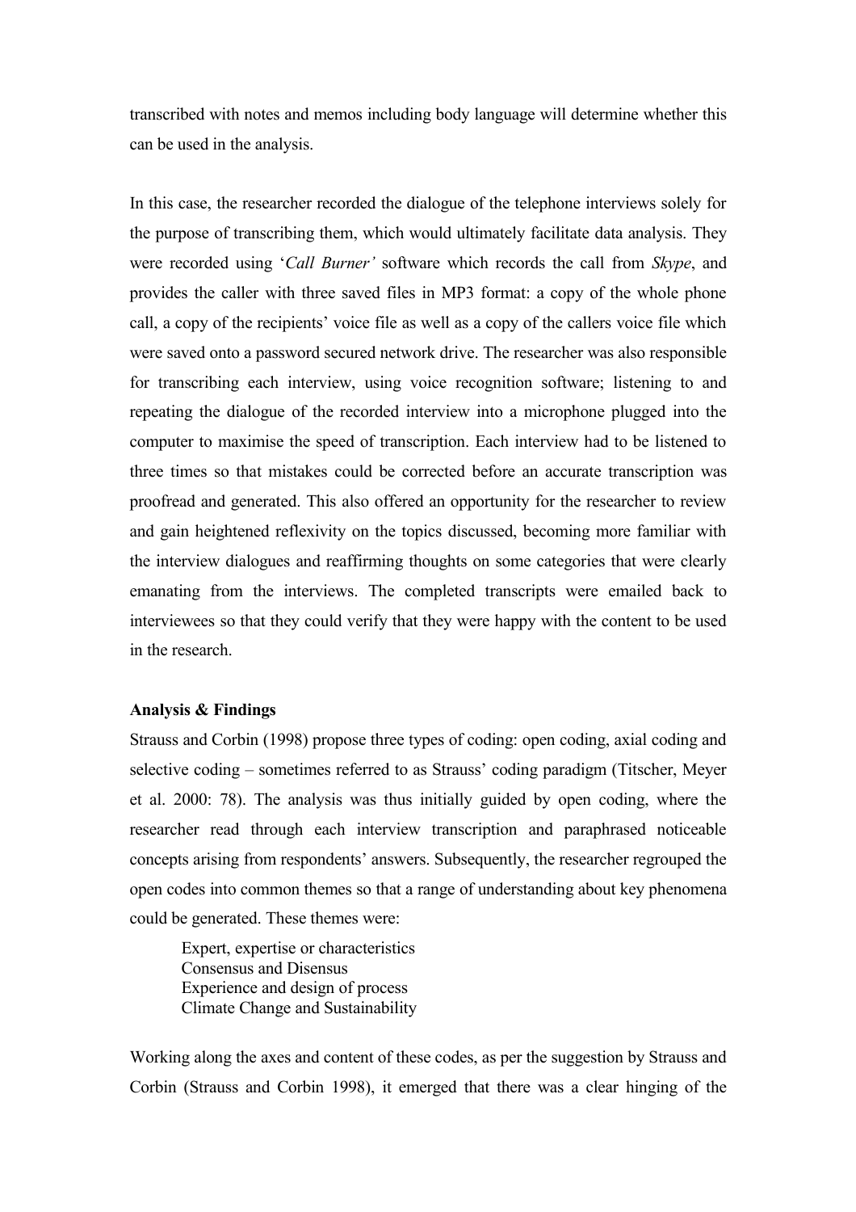transcribed with notes and memos including body language will determine whether this can be used in the analysis.

In this case, the researcher recorded the dialogue of the telephone interviews solely for the purpose of transcribing them, which would ultimately facilitate data analysis. They were recorded using '*Call Burner'* software which records the call from *Skype*, and provides the caller with three saved files in MP3 format: a copy of the whole phone call, a copy of the recipients' voice file as well as a copy of the callers voice file which were saved onto a password secured network drive. The researcher was also responsible for transcribing each interview, using voice recognition software; listening to and repeating the dialogue of the recorded interview into a microphone plugged into the computer to maximise the speed of transcription. Each interview had to be listened to three times so that mistakes could be corrected before an accurate transcription was proofread and generated. This also offered an opportunity for the researcher to review and gain heightened reflexivity on the topics discussed, becoming more familiar with the interview dialogues and reaffirming thoughts on some categories that were clearly emanating from the interviews. The completed transcripts were emailed back to interviewees so that they could verify that they were happy with the content to be used in the research.

**Analysis & Findings**

Strauss and Corbin (1998) propose three types of coding: open coding, axial coding and selective coding – sometimes referred to as Strauss' coding paradigm (Titscher, Meyer et al. 2000: 78). The analysis was thus initially guided by open coding, where the researcher read through each interview transcription and paraphrased noticeable concepts arising from respondents' answers. Subsequently, the researcher regrouped the open codes into common themes so that a range of understanding about key phenomena could be generated. These themes were:

Expert, expertise or characteristics
Consensus and Disensus
Experience and design of process
Climate Change and Sustainability

Working along the axes and content of these codes, as per the suggestion by Strauss and Corbin (Strauss and Corbin 1998), it emerged that there was a clear hinging of the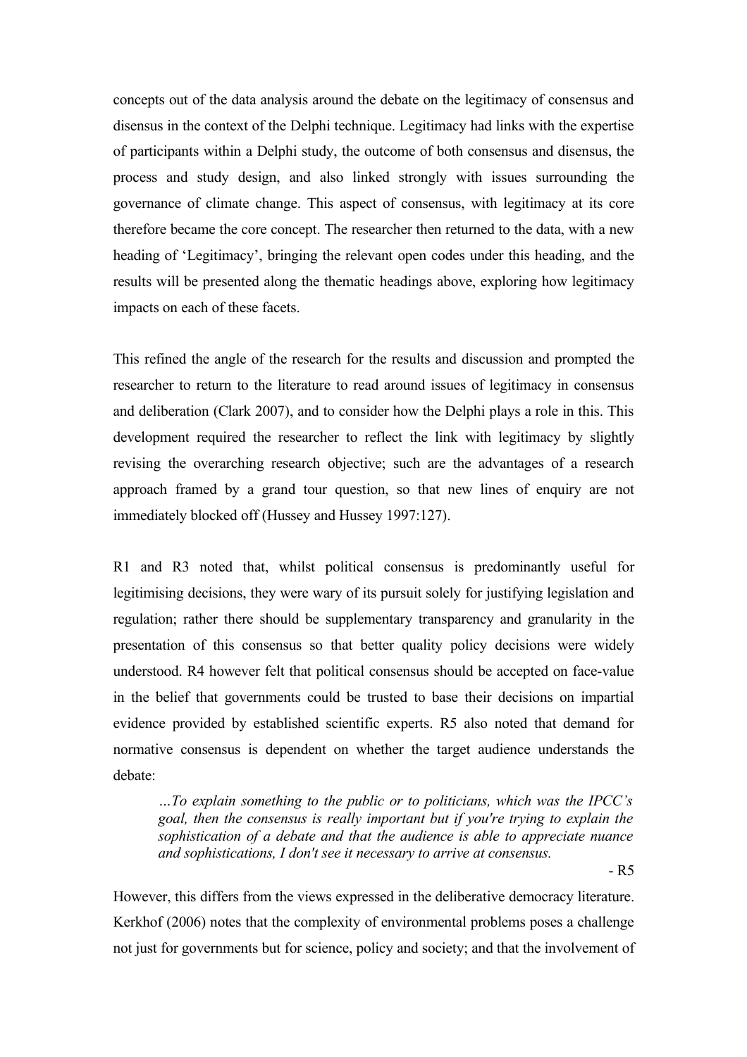concepts out of the data analysis around the debate on the legitimacy of consensus and disensus in the context of the Delphi technique. Legitimacy had links with the expertise of participants within a Delphi study, the outcome of both consensus and disensus, the process and study design, and also linked strongly with issues surrounding the governance of climate change. This aspect of consensus, with legitimacy at its core therefore became the core concept. The researcher then returned to the data, with a new heading of 'Legitimacy', bringing the relevant open codes under this heading, and the results will be presented along the thematic headings above, exploring how legitimacy impacts on each of these facets.

This refined the angle of the research for the results and discussion and prompted the researcher to return to the literature to read around issues of legitimacy in consensus and deliberation (Clark 2007), and to consider how the Delphi plays a role in this. This development required the researcher to reflect the link with legitimacy by slightly revising the overarching research objective; such are the advantages of a research approach framed by a grand tour question, so that new lines of enquiry are not immediately blocked off (Hussey and Hussey 1997:127).

R1 and R3 noted that, whilst political consensus is predominantly useful for legitimising decisions, they were wary of its pursuit solely for justifying legislation and regulation; rather there should be supplementary transparency and granularity in the presentation of this consensus so that better quality policy decisions were widely understood. R4 however felt that political consensus should be accepted on face-value in the belief that governments could be trusted to base their decisions on impartial evidence provided by established scientific experts. R5 also noted that demand for normative consensus is dependent on whether the target audience understands the debate:

> *…To explain something to the public or to politicians, which was the IPCC's goal, then the consensus is really important but if you're trying to explain the sophistication of a debate and that the audience is able to appreciate nuance and sophistications, I don't see it necessary to arrive at consensus.*
>
> \- R5

However, this differs from the views expressed in the deliberative democracy literature. Kerkhof (2006) notes that the complexity of environmental problems poses a challenge not just for governments but for science, policy and society; and that the involvement of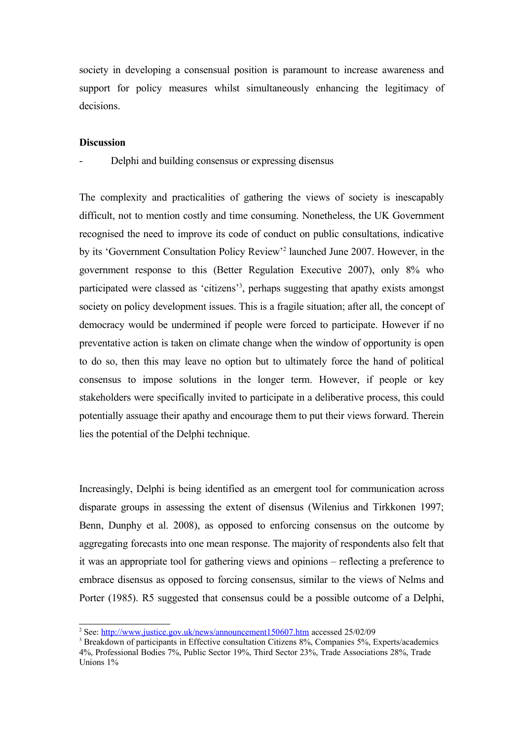society in developing a consensual position is paramount to increase awareness and support for policy measures whilst simultaneously enhancing the legitimacy of decisions.

**Discussion**

- Delphi and building consensus or expressing disensus

The complexity and practicalities of gathering the views of society is inescapably difficult, not to mention costly and time consuming. Nonetheless, the UK Government recognised the need to improve its code of conduct on public consultations, indicative by its 'Government Consultation Policy Review'[2] launched June 2007. However, in the government response to this (Better Regulation Executive 2007), only 8% who participated were classed as 'citizens'[3], perhaps suggesting that apathy exists amongst society on policy development issues. This is a fragile situation; after all, the concept of democracy would be undermined if people were forced to participate. However if no preventative action is taken on climate change when the window of opportunity is open to do so, then this may leave no option but to ultimately force the hand of political consensus to impose solutions in the longer term. However, if people or key stakeholders were specifically invited to participate in a deliberative process, this could potentially assuage their apathy and encourage them to put their views forward. Therein lies the potential of the Delphi technique.

Increasingly, Delphi is being identified as an emergent tool for communication across disparate groups in assessing the extent of disensus (Wilenius and Tirkkonen 1997; Benn, Dunphy et al. 2008), as opposed to enforcing consensus on the outcome by aggregating forecasts into one mean response. The majority of respondents also felt that it was an appropriate tool for gathering views and opinions – reflecting a preference to embrace disensus as opposed to forcing consensus, similar to the views of Nelms and Porter (1985). R5 suggested that consensus could be a possible outcome of a Delphi,

[2] See: http://www.justice.gov.uk/news/announcement150607.htm accessed 25/02/09

[3] Breakdown of participants in Effective consultation Citizens 8%, Companies 5%, Experts/academics 4%, Professional Bodies 7%, Public Sector 19%, Third Sector 23%, Trade Associations 28%, Trade Unions 1%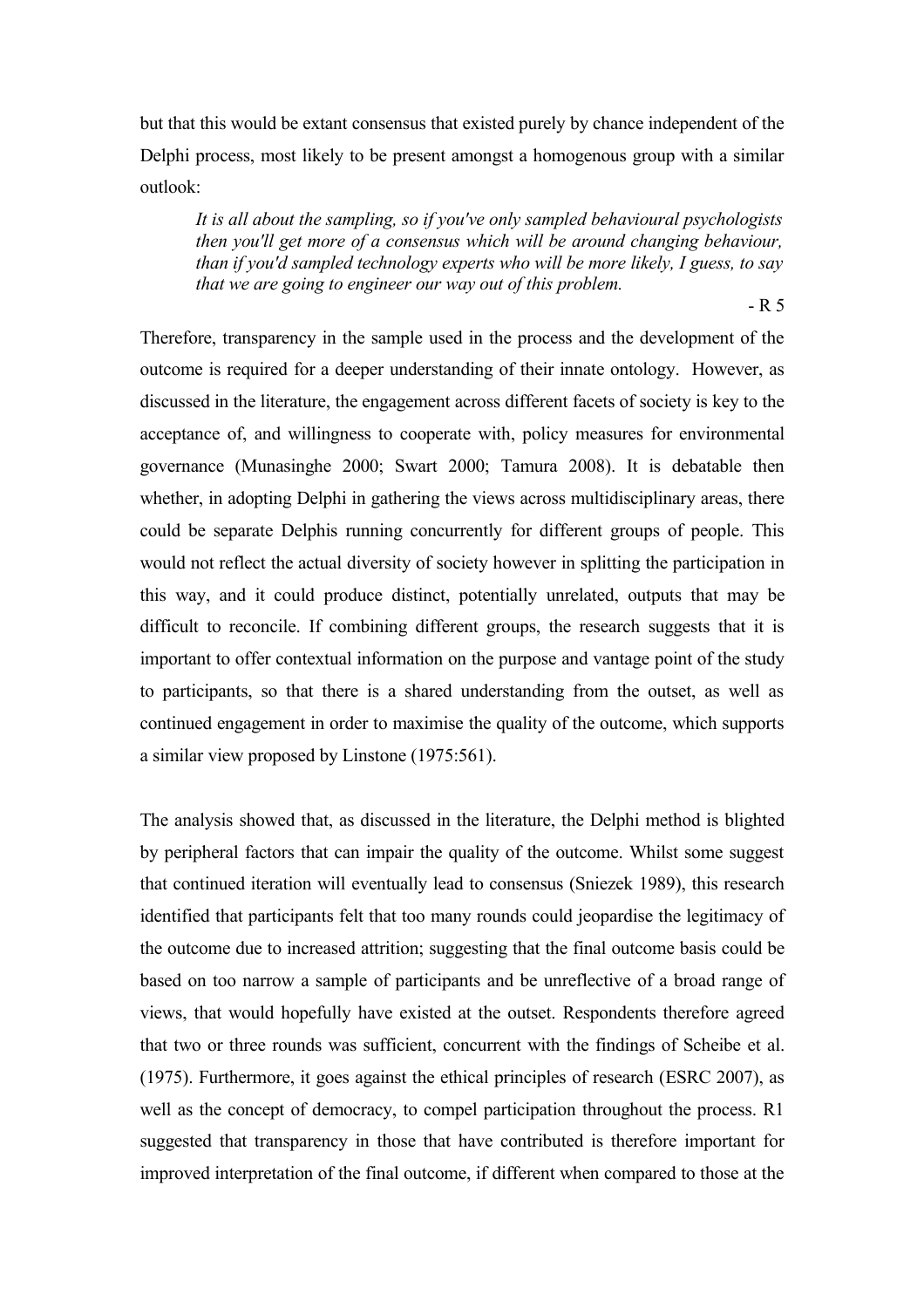but that this would be extant consensus that existed purely by chance independent of the Delphi process, most likely to be present amongst a homogenous group with a similar outlook:

> *It is all about the sampling, so if you've only sampled behavioural psychologists then you'll get more of a consensus which will be around changing behaviour, than if you'd sampled technology experts who will be more likely, I guess, to say that we are going to engineer our way out of this problem.*
>
> \- R 5

Therefore, transparency in the sample used in the process and the development of the outcome is required for a deeper understanding of their innate ontology. However, as discussed in the literature, the engagement across different facets of society is key to the acceptance of, and willingness to cooperate with, policy measures for environmental governance (Munasinghe 2000; Swart 2000; Tamura 2008). It is debatable then whether, in adopting Delphi in gathering the views across multidisciplinary areas, there could be separate Delphis running concurrently for different groups of people. This would not reflect the actual diversity of society however in splitting the participation in this way, and it could produce distinct, potentially unrelated, outputs that may be difficult to reconcile. If combining different groups, the research suggests that it is important to offer contextual information on the purpose and vantage point of the study to participants, so that there is a shared understanding from the outset, as well as continued engagement in order to maximise the quality of the outcome, which supports a similar view proposed by Linstone (1975:561).

The analysis showed that, as discussed in the literature, the Delphi method is blighted by peripheral factors that can impair the quality of the outcome. Whilst some suggest that continued iteration will eventually lead to consensus (Sniezek 1989), this research identified that participants felt that too many rounds could jeopardise the legitimacy of the outcome due to increased attrition; suggesting that the final outcome basis could be based on too narrow a sample of participants and be unreflective of a broad range of views, that would hopefully have existed at the outset. Respondents therefore agreed that two or three rounds was sufficient, concurrent with the findings of Scheibe et al. (1975). Furthermore, it goes against the ethical principles of research (ESRC 2007), as well as the concept of democracy, to compel participation throughout the process. R1 suggested that transparency in those that have contributed is therefore important for improved interpretation of the final outcome, if different when compared to those at the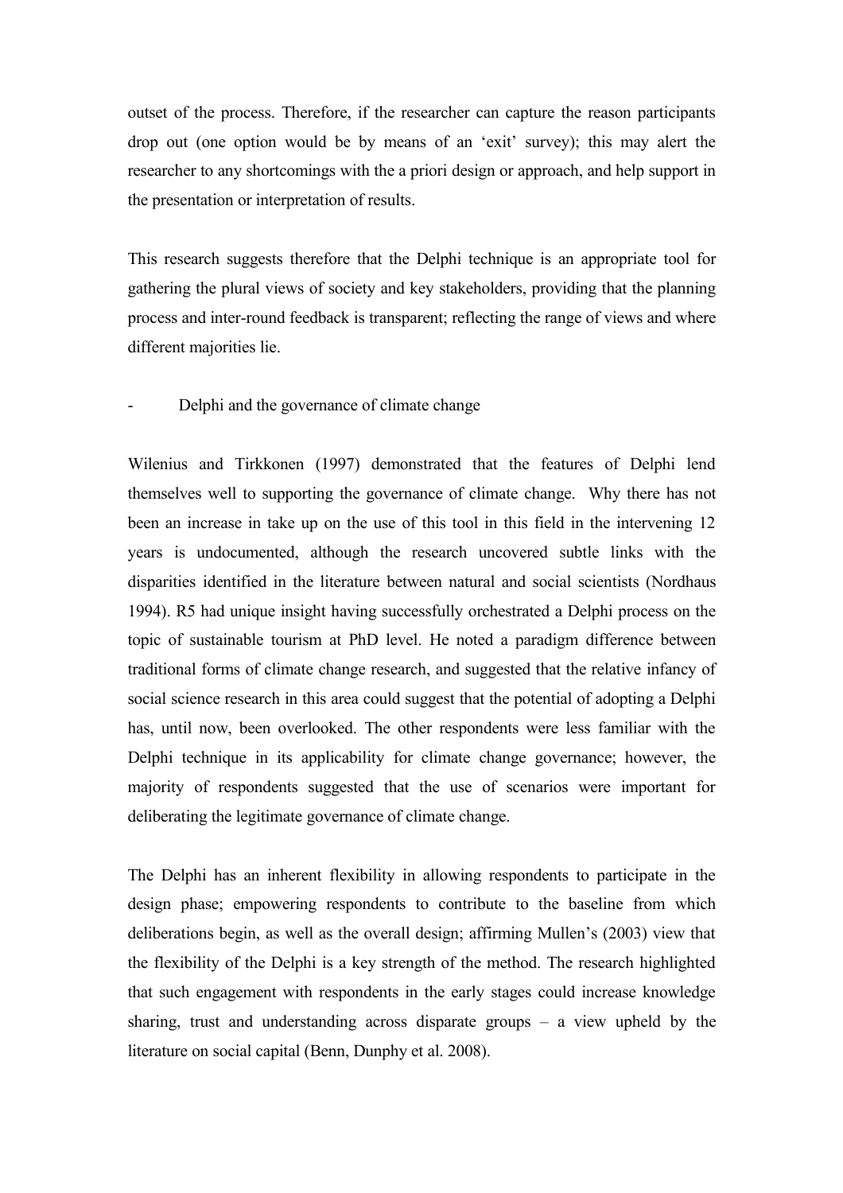outset of the process. Therefore, if the researcher can capture the reason participants drop out (one option would be by means of an 'exit' survey); this may alert the researcher to any shortcomings with the a priori design or approach, and help support in the presentation or interpretation of results.

This research suggests therefore that the Delphi technique is an appropriate tool for gathering the plural views of society and key stakeholders, providing that the planning process and inter-round feedback is transparent; reflecting the range of views and where different majorities lie.

- Delphi and the governance of climate change

Wilenius and Tirkkonen (1997) demonstrated that the features of Delphi lend themselves well to supporting the governance of climate change. Why there has not been an increase in take up on the use of this tool in this field in the intervening 12 years is undocumented, although the research uncovered subtle links with the disparities identified in the literature between natural and social scientists (Nordhaus 1994). R5 had unique insight having successfully orchestrated a Delphi process on the topic of sustainable tourism at PhD level. He noted a paradigm difference between traditional forms of climate change research, and suggested that the relative infancy of social science research in this area could suggest that the potential of adopting a Delphi has, until now, been overlooked. The other respondents were less familiar with the Delphi technique in its applicability for climate change governance; however, the majority of respondents suggested that the use of scenarios were important for deliberating the legitimate governance of climate change.

The Delphi has an inherent flexibility in allowing respondents to participate in the design phase; empowering respondents to contribute to the baseline from which deliberations begin, as well as the overall design; affirming Mullen's (2003) view that the flexibility of the Delphi is a key strength of the method. The research highlighted that such engagement with respondents in the early stages could increase knowledge sharing, trust and understanding across disparate groups – a view upheld by the literature on social capital (Benn, Dunphy et al. 2008).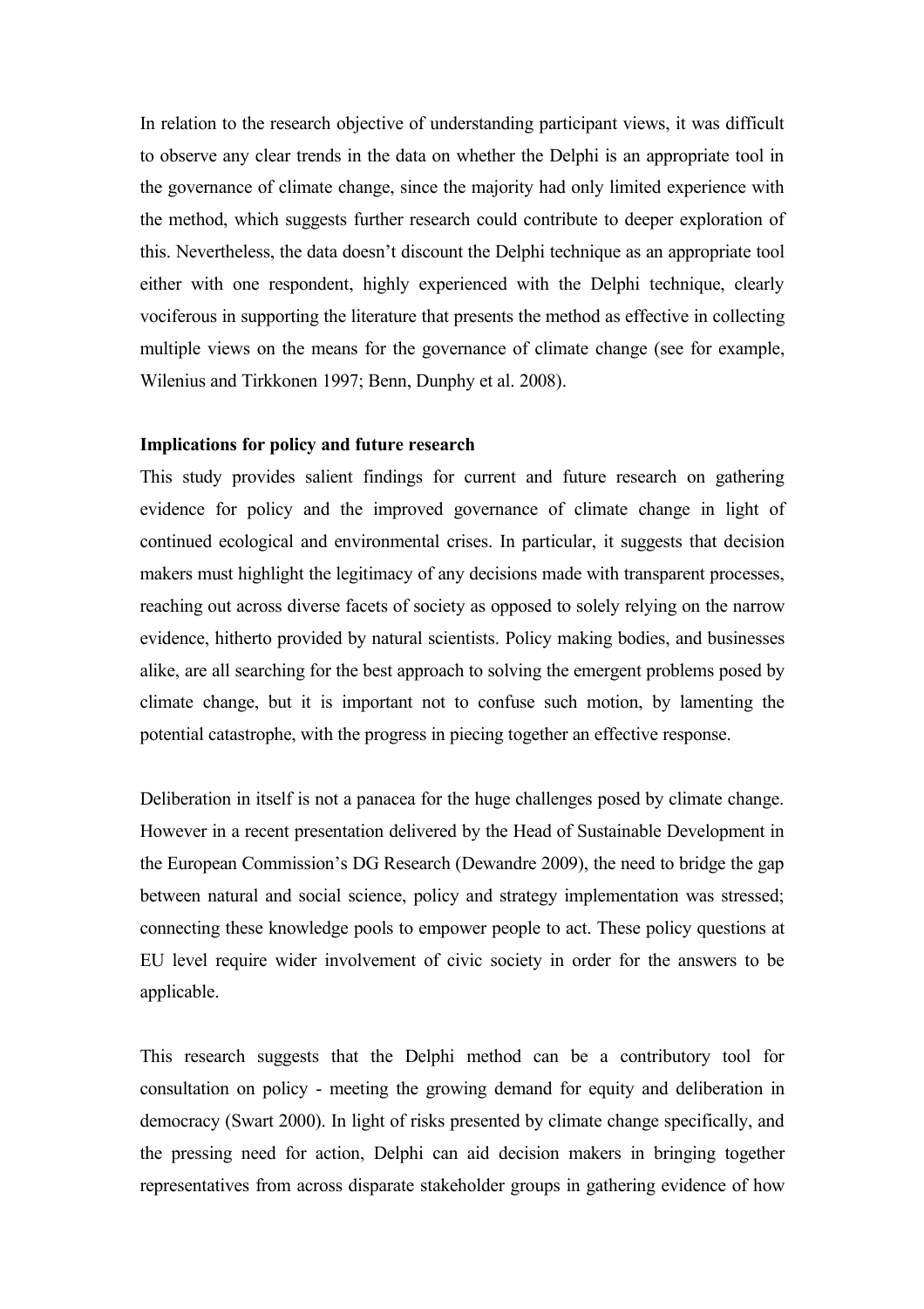In relation to the research objective of understanding participant views, it was difficult to observe any clear trends in the data on whether the Delphi is an appropriate tool in the governance of climate change, since the majority had only limited experience with the method, which suggests further research could contribute to deeper exploration of this. Nevertheless, the data doesn't discount the Delphi technique as an appropriate tool either with one respondent, highly experienced with the Delphi technique, clearly vociferous in supporting the literature that presents the method as effective in collecting multiple views on the means for the governance of climate change (see for example, Wilenius and Tirkkonen 1997; Benn, Dunphy et al. 2008).

**Implications for policy and future research**

This study provides salient findings for current and future research on gathering evidence for policy and the improved governance of climate change in light of continued ecological and environmental crises. In particular, it suggests that decision makers must highlight the legitimacy of any decisions made with transparent processes, reaching out across diverse facets of society as opposed to solely relying on the narrow evidence, hitherto provided by natural scientists. Policy making bodies, and businesses alike, are all searching for the best approach to solving the emergent problems posed by climate change, but it is important not to confuse such motion, by lamenting the potential catastrophe, with the progress in piecing together an effective response.

Deliberation in itself is not a panacea for the huge challenges posed by climate change. However in a recent presentation delivered by the Head of Sustainable Development in the European Commission's DG Research (Dewandre 2009), the need to bridge the gap between natural and social science, policy and strategy implementation was stressed; connecting these knowledge pools to empower people to act. These policy questions at EU level require wider involvement of civic society in order for the answers to be applicable.

This research suggests that the Delphi method can be a contributory tool for consultation on policy - meeting the growing demand for equity and deliberation in democracy (Swart 2000). In light of risks presented by climate change specifically, and the pressing need for action, Delphi can aid decision makers in bringing together representatives from across disparate stakeholder groups in gathering evidence of how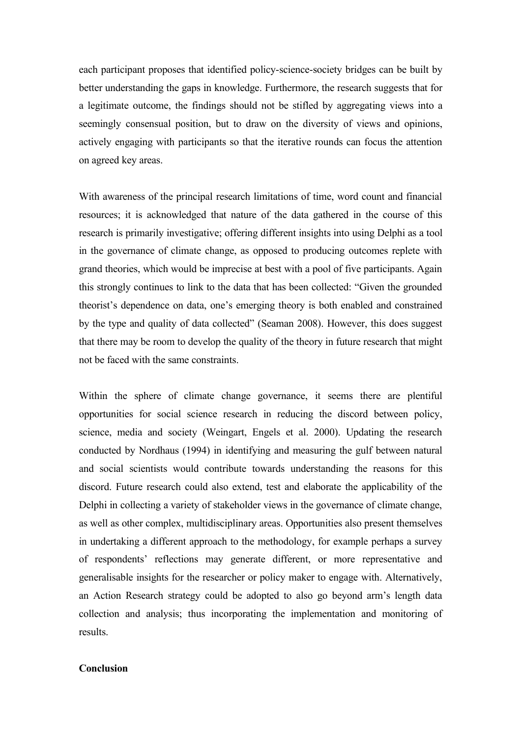each participant proposes that identified policy-science-society bridges can be built by better understanding the gaps in knowledge. Furthermore, the research suggests that for a legitimate outcome, the findings should not be stifled by aggregating views into a seemingly consensual position, but to draw on the diversity of views and opinions, actively engaging with participants so that the iterative rounds can focus the attention on agreed key areas.

With awareness of the principal research limitations of time, word count and financial resources; it is acknowledged that nature of the data gathered in the course of this research is primarily investigative; offering different insights into using Delphi as a tool in the governance of climate change, as opposed to producing outcomes replete with grand theories, which would be imprecise at best with a pool of five participants. Again this strongly continues to link to the data that has been collected: "Given the grounded theorist's dependence on data, one's emerging theory is both enabled and constrained by the type and quality of data collected" (Seaman 2008). However, this does suggest that there may be room to develop the quality of the theory in future research that might not be faced with the same constraints.

Within the sphere of climate change governance, it seems there are plentiful opportunities for social science research in reducing the discord between policy, science, media and society (Weingart, Engels et al. 2000). Updating the research conducted by Nordhaus (1994) in identifying and measuring the gulf between natural and social scientists would contribute towards understanding the reasons for this discord. Future research could also extend, test and elaborate the applicability of the Delphi in collecting a variety of stakeholder views in the governance of climate change, as well as other complex, multidisciplinary areas. Opportunities also present themselves in undertaking a different approach to the methodology, for example perhaps a survey of respondents' reflections may generate different, or more representative and generalisable insights for the researcher or policy maker to engage with. Alternatively, an Action Research strategy could be adopted to also go beyond arm's length data collection and analysis; thus incorporating the implementation and monitoring of results.

**Conclusion**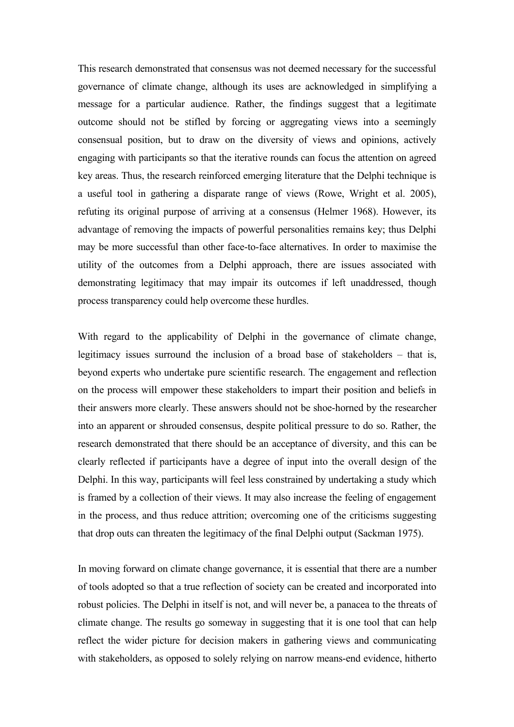This research demonstrated that consensus was not deemed necessary for the successful governance of climate change, although its uses are acknowledged in simplifying a message for a particular audience. Rather, the findings suggest that a legitimate outcome should not be stifled by forcing or aggregating views into a seemingly consensual position, but to draw on the diversity of views and opinions, actively engaging with participants so that the iterative rounds can focus the attention on agreed key areas. Thus, the research reinforced emerging literature that the Delphi technique is a useful tool in gathering a disparate range of views (Rowe, Wright et al. 2005), refuting its original purpose of arriving at a consensus (Helmer 1968). However, its advantage of removing the impacts of powerful personalities remains key; thus Delphi may be more successful than other face-to-face alternatives. In order to maximise the utility of the outcomes from a Delphi approach, there are issues associated with demonstrating legitimacy that may impair its outcomes if left unaddressed, though process transparency could help overcome these hurdles.

With regard to the applicability of Delphi in the governance of climate change, legitimacy issues surround the inclusion of a broad base of stakeholders – that is, beyond experts who undertake pure scientific research. The engagement and reflection on the process will empower these stakeholders to impart their position and beliefs in their answers more clearly. These answers should not be shoe-horned by the researcher into an apparent or shrouded consensus, despite political pressure to do so. Rather, the research demonstrated that there should be an acceptance of diversity, and this can be clearly reflected if participants have a degree of input into the overall design of the Delphi. In this way, participants will feel less constrained by undertaking a study which is framed by a collection of their views. It may also increase the feeling of engagement in the process, and thus reduce attrition; overcoming one of the criticisms suggesting that drop outs can threaten the legitimacy of the final Delphi output (Sackman 1975).

In moving forward on climate change governance, it is essential that there are a number of tools adopted so that a true reflection of society can be created and incorporated into robust policies. The Delphi in itself is not, and will never be, a panacea to the threats of climate change. The results go someway in suggesting that it is one tool that can help reflect the wider picture for decision makers in gathering views and communicating with stakeholders, as opposed to solely relying on narrow means-end evidence, hitherto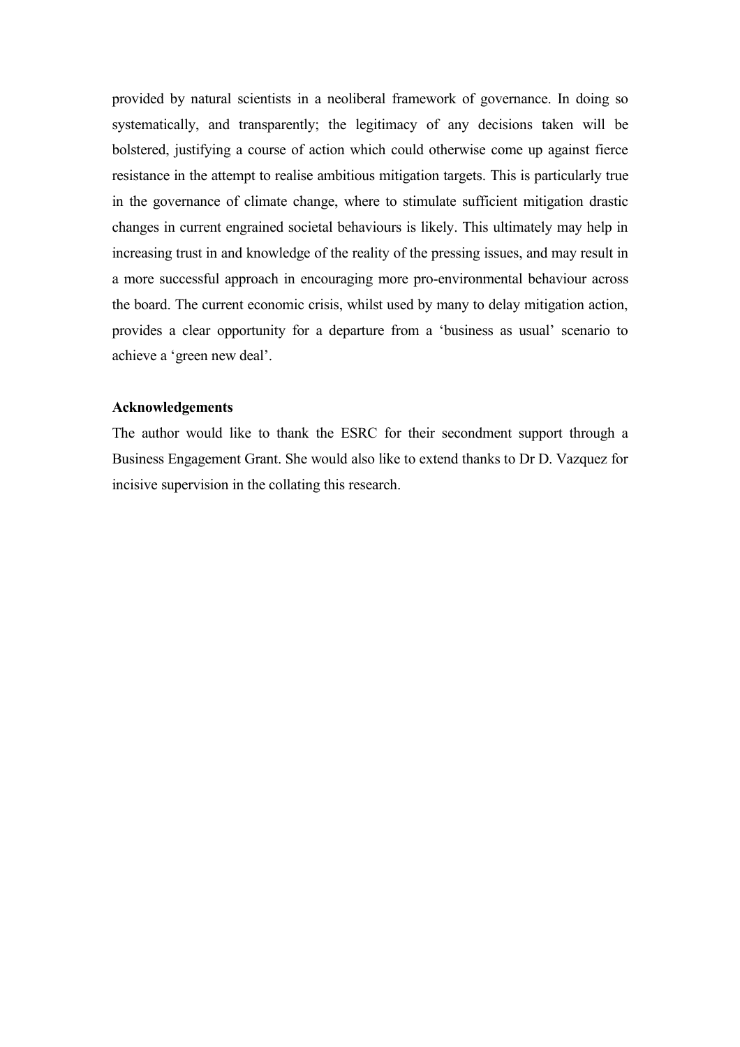provided by natural scientists in a neoliberal framework of governance. In doing so systematically, and transparently; the legitimacy of any decisions taken will be bolstered, justifying a course of action which could otherwise come up against fierce resistance in the attempt to realise ambitious mitigation targets. This is particularly true in the governance of climate change, where to stimulate sufficient mitigation drastic changes in current engrained societal behaviours is likely. This ultimately may help in increasing trust in and knowledge of the reality of the pressing issues, and may result in a more successful approach in encouraging more pro-environmental behaviour across the board. The current economic crisis, whilst used by many to delay mitigation action, provides a clear opportunity for a departure from a 'business as usual' scenario to achieve a 'green new deal'.

**Acknowledgements**

The author would like to thank the ESRC for their secondment support through a Business Engagement Grant. She would also like to extend thanks to Dr D. Vazquez for incisive supervision in the collating this research.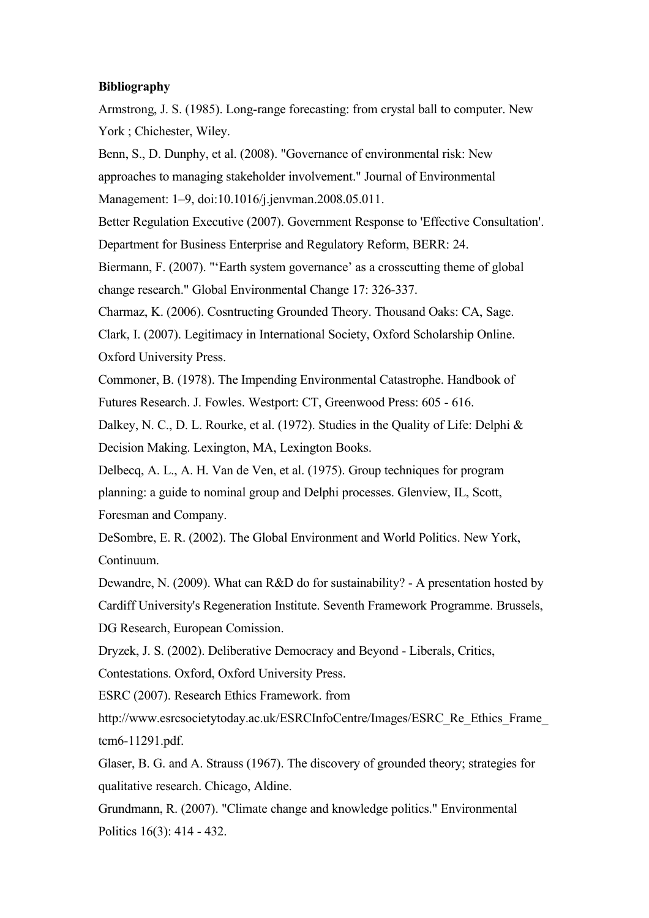**Bibliography**

Armstrong, J. S. (1985). Long-range forecasting: from crystal ball to computer. New York ; Chichester, Wiley.

Benn, S., D. Dunphy, et al. (2008). "Governance of environmental risk: New approaches to managing stakeholder involvement." Journal of Environmental Management: 1–9, doi:10.1016/j.jenvman.2008.05.011.

Better Regulation Executive (2007). Government Response to 'Effective Consultation'. Department for Business Enterprise and Regulatory Reform, BERR: 24.

Biermann, F. (2007). "'Earth system governance' as a crosscutting theme of global change research." Global Environmental Change 17: 326-337.

Charmaz, K. (2006). Cosntructing Grounded Theory. Thousand Oaks: CA, Sage.

Clark, I. (2007). Legitimacy in International Society, Oxford Scholarship Online. Oxford University Press.

Commoner, B. (1978). The Impending Environmental Catastrophe. Handbook of Futures Research. J. Fowles. Westport: CT, Greenwood Press: 605 - 616.

Dalkey, N. C., D. L. Rourke, et al. (1972). Studies in the Quality of Life: Delphi & Decision Making. Lexington, MA, Lexington Books.

Delbecq, A. L., A. H. Van de Ven, et al. (1975). Group techniques for program planning: a guide to nominal group and Delphi processes. Glenview, IL, Scott, Foresman and Company.

DeSombre, E. R. (2002). The Global Environment and World Politics. New York, Continuum.

Dewandre, N. (2009). What can R&D do for sustainability? - A presentation hosted by Cardiff University's Regeneration Institute. Seventh Framework Programme. Brussels, DG Research, European Comission.

Dryzek, J. S. (2002). Deliberative Democracy and Beyond - Liberals, Critics, Contestations. Oxford, Oxford University Press.

ESRC (2007). Research Ethics Framework. from http://www.esrcsocietytoday.ac.uk/ESRCInfoCentre/Images/ESRC_Re_Ethics_Frame_tcm6-11291.pdf.

Glaser, B. G. and A. Strauss (1967). The discovery of grounded theory; strategies for qualitative research. Chicago, Aldine.

Grundmann, R. (2007). "Climate change and knowledge politics." Environmental Politics 16(3): 414 - 432.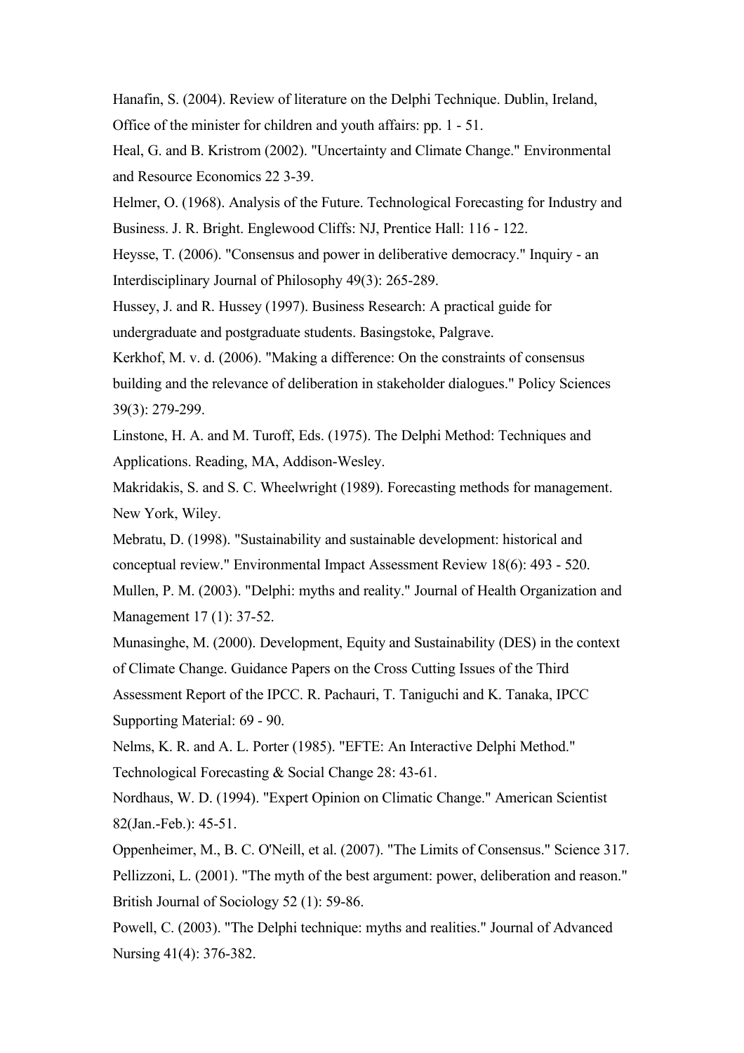Hanafin, S. (2004). Review of literature on the Delphi Technique. Dublin, Ireland, Office of the minister for children and youth affairs: pp. 1 - 51.

Heal, G. and B. Kristrom (2002). "Uncertainty and Climate Change." Environmental and Resource Economics 22 3-39.

Helmer, O. (1968). Analysis of the Future. Technological Forecasting for Industry and Business. J. R. Bright. Englewood Cliffs: NJ, Prentice Hall: 116 - 122.

Heysse, T. (2006). "Consensus and power in deliberative democracy." Inquiry - an Interdisciplinary Journal of Philosophy 49(3): 265-289.

Hussey, J. and R. Hussey (1997). Business Research: A practical guide for undergraduate and postgraduate students. Basingstoke, Palgrave.

Kerkhof, M. v. d. (2006). "Making a difference: On the constraints of consensus building and the relevance of deliberation in stakeholder dialogues." Policy Sciences 39(3): 279-299.

Linstone, H. A. and M. Turoff, Eds. (1975). The Delphi Method: Techniques and Applications. Reading, MA, Addison-Wesley.

Makridakis, S. and S. C. Wheelwright (1989). Forecasting methods for management. New York, Wiley.

Mebratu, D. (1998). "Sustainability and sustainable development: historical and conceptual review." Environmental Impact Assessment Review 18(6): 493 - 520.

Mullen, P. M. (2003). "Delphi: myths and reality." Journal of Health Organization and Management 17 (1): 37-52.

Munasinghe, M. (2000). Development, Equity and Sustainability (DES) in the context of Climate Change. Guidance Papers on the Cross Cutting Issues of the Third Assessment Report of the IPCC. R. Pachauri, T. Taniguchi and K. Tanaka, IPCC Supporting Material: 69 - 90.

Nelms, K. R. and A. L. Porter (1985). "EFTE: An Interactive Delphi Method." Technological Forecasting & Social Change 28: 43-61.

Nordhaus, W. D. (1994). "Expert Opinion on Climatic Change." American Scientist 82(Jan.-Feb.): 45-51.

Oppenheimer, M., B. C. O'Neill, et al. (2007). "The Limits of Consensus." Science 317.

Pellizzoni, L. (2001). "The myth of the best argument: power, deliberation and reason." British Journal of Sociology 52 (1): 59-86.

Powell, C. (2003). "The Delphi technique: myths and realities." Journal of Advanced Nursing 41(4): 376-382.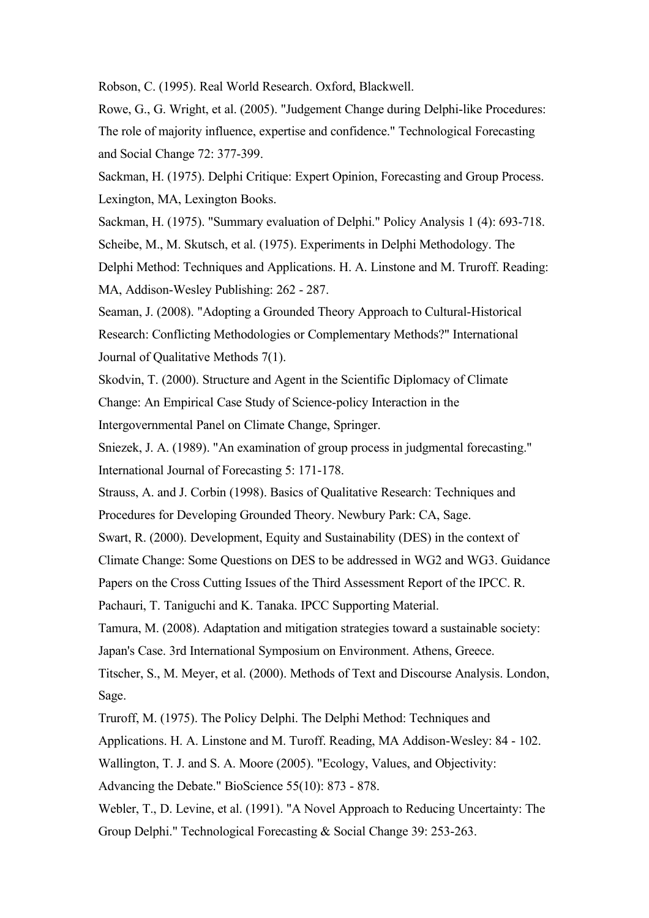Robson, C. (1995). Real World Research. Oxford, Blackwell.

Rowe, G., G. Wright, et al. (2005). "Judgement Change during Delphi-like Procedures: The role of majority influence, expertise and confidence." Technological Forecasting and Social Change 72: 377-399.

Sackman, H. (1975). Delphi Critique: Expert Opinion, Forecasting and Group Process. Lexington, MA, Lexington Books.

Sackman, H. (1975). "Summary evaluation of Delphi." Policy Analysis 1 (4): 693-718.

Scheibe, M., M. Skutsch, et al. (1975). Experiments in Delphi Methodology. The Delphi Method: Techniques and Applications. H. A. Linstone and M. Truroff. Reading: MA, Addison-Wesley Publishing: 262 - 287.

Seaman, J. (2008). "Adopting a Grounded Theory Approach to Cultural-Historical Research: Conflicting Methodologies or Complementary Methods?" International Journal of Qualitative Methods 7(1).

Skodvin, T. (2000). Structure and Agent in the Scientific Diplomacy of Climate Change: An Empirical Case Study of Science-policy Interaction in the Intergovernmental Panel on Climate Change, Springer.

Sniezek, J. A. (1989). "An examination of group process in judgmental forecasting." International Journal of Forecasting 5: 171-178.

Strauss, A. and J. Corbin (1998). Basics of Qualitative Research: Techniques and Procedures for Developing Grounded Theory. Newbury Park: CA, Sage.

Swart, R. (2000). Development, Equity and Sustainability (DES) in the context of Climate Change: Some Questions on DES to be addressed in WG2 and WG3. Guidance Papers on the Cross Cutting Issues of the Third Assessment Report of the IPCC. R. Pachauri, T. Taniguchi and K. Tanaka. IPCC Supporting Material.

Tamura, M. (2008). Adaptation and mitigation strategies toward a sustainable society: Japan's Case. 3rd International Symposium on Environment. Athens, Greece.

Titscher, S., M. Meyer, et al. (2000). Methods of Text and Discourse Analysis. London, Sage.

Truroff, M. (1975). The Policy Delphi. The Delphi Method: Techniques and Applications. H. A. Linstone and M. Turoff. Reading, MA Addison-Wesley: 84 - 102.

Wallington, T. J. and S. A. Moore (2005). "Ecology, Values, and Objectivity: Advancing the Debate." BioScience 55(10): 873 - 878.

Webler, T., D. Levine, et al. (1991). "A Novel Approach to Reducing Uncertainty: The Group Delphi." Technological Forecasting & Social Change 39: 253-263.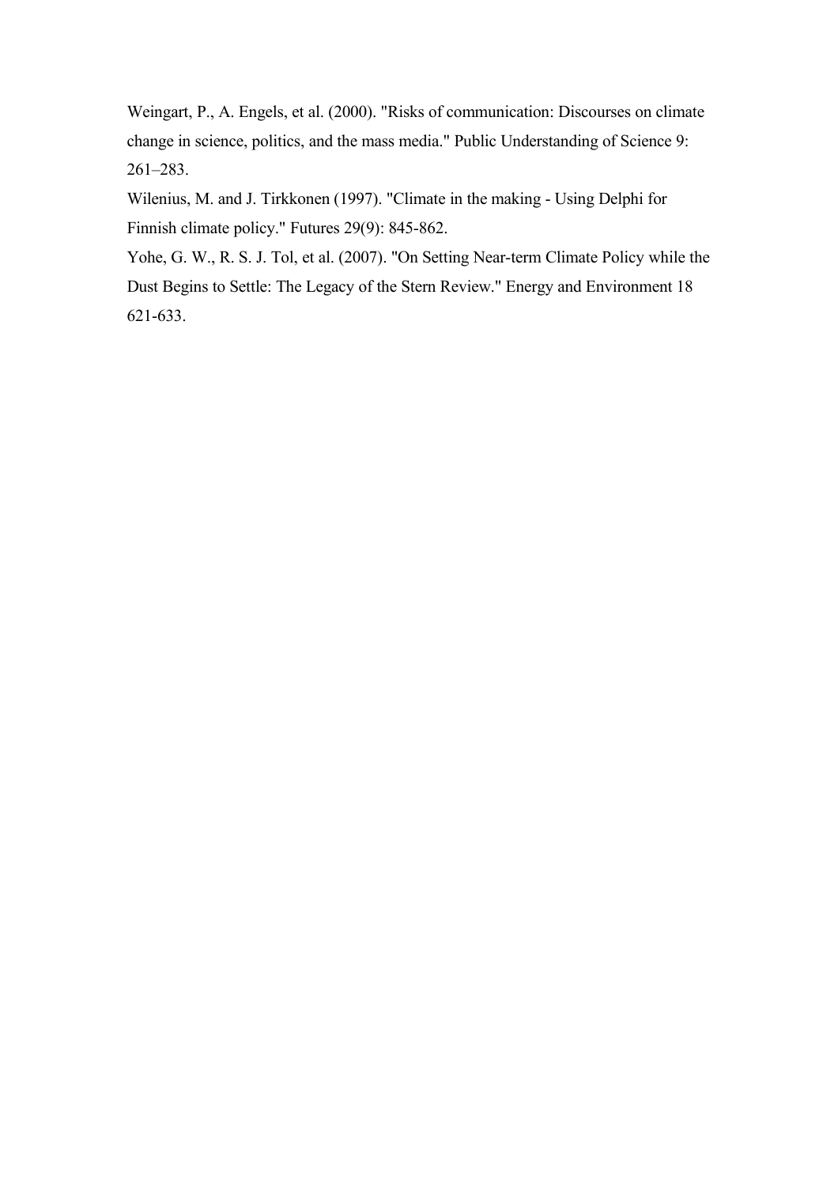Weingart, P., A. Engels, et al. (2000). "Risks of communication: Discourses on climate change in science, politics, and the mass media." Public Understanding of Science 9: 261–283.

Wilenius, M. and J. Tirkkonen (1997). "Climate in the making - Using Delphi for Finnish climate policy." Futures 29(9): 845-862.

Yohe, G. W., R. S. J. Tol, et al. (2007). "On Setting Near-term Climate Policy while the Dust Begins to Settle: The Legacy of the Stern Review." Energy and Environment 18 621-633.